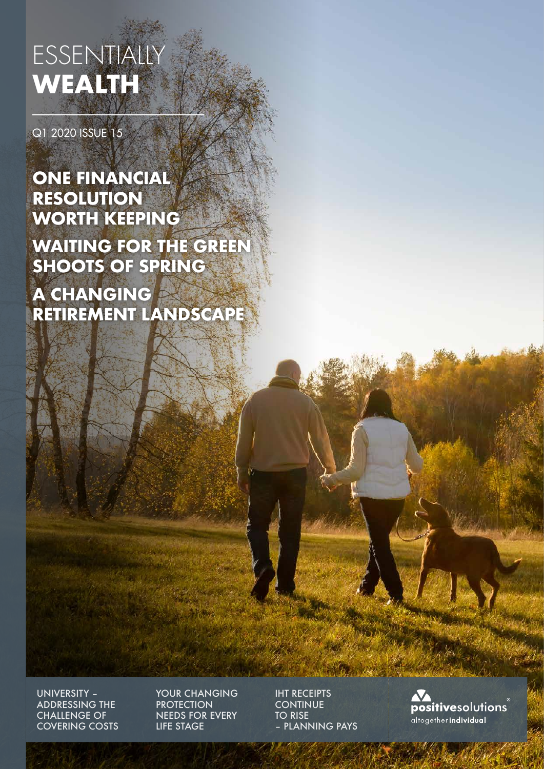# ESSENTIALLY **WEALTH**

Q1 2020 ISSUE 15

## ONE FINANCIAL RESOLUTION WORTH KEEPING

## WAITING FOR THE GREEN SHOOTS OF SPRING

## A CHANGING RETIREMENT LANDSCAPE

UNIVERSITY – ADDRESSING THE CHALLENGE OF COVERING COSTS

YOUR CHANGING PROTECTION NEEDS FOR EVERY LIFE STAGE

IHT RECEIPTS CONTINUE TO RISE – PLANNING PAYS

positivesolutions altogether individual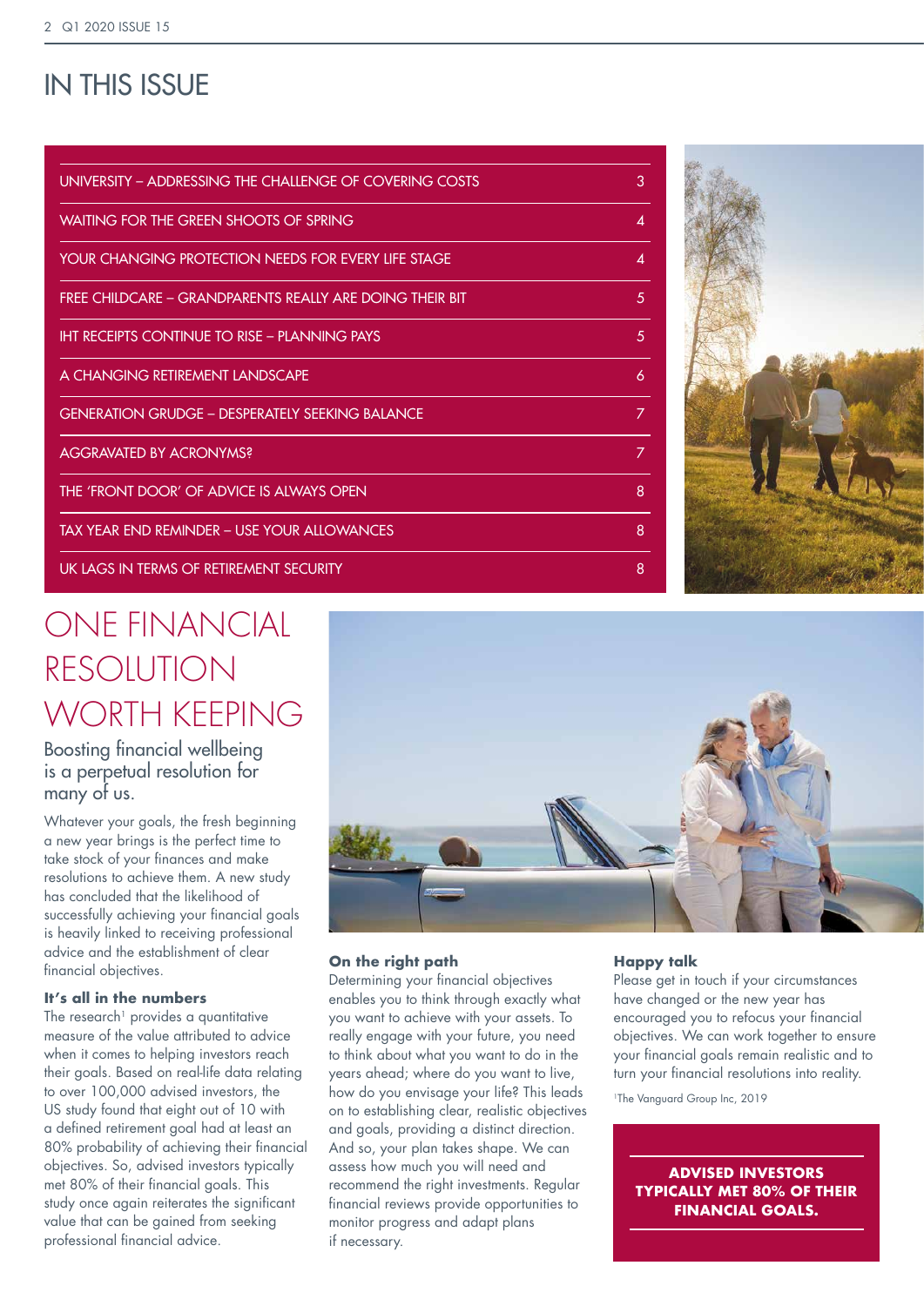# IN THIS ISSUE

| | |
|---|---|
| UNIVERSITY – ADDRESSING THE CHALLENGE OF COVERING COSTS | 3 |
| WAITING FOR THE GREEN SHOOTS OF SPRING | 4 |
| YOUR CHANGING PROTECTION NEEDS FOR EVERY LIFE STAGE | 4 |
| FREE CHILDCARE – GRANDPARENTS REALLY ARE DOING THEIR BIT | 5 |
| IHT RECEIPTS CONTINUE TO RISE – PLANNING PAYS | 5 |
| A CHANGING RETIREMENT LANDSCAPE | 6 |
| GENERATION GRUDGE – DESPERATELY SEEKING BALANCE | 7 |
| AGGRAVATED BY ACRONYMS? | 7 |
| THE 'FRONT DOOR' OF ADVICE IS ALWAYS OPEN | 8 |
| TAX YEAR END REMINDER – USE YOUR ALLOWANCES | 8 |
| UK LAGS IN TERMS OF RETIREMENT SECURITY | 8 |

# ONE FINANCIAL RESOLUTION WORTH KEEPING

## Boosting financial wellbeing is a perpetual resolution for many of us.

Whatever your goals, the fresh beginning a new year brings is the perfect time to take stock of your finances and make resolutions to achieve them. A new study has concluded that the likelihood of successfully achieving your financial goals is heavily linked to receiving professional advice and the establishment of clear financial objectives.

### It's all in the numbers

The research[1] provides a quantitative measure of the value attributed to advice when it comes to helping investors reach their goals. Based on real-life data relating to over 100,000 advised investors, the US study found that eight out of 10 with a defined retirement goal had at least an 80% probability of achieving their financial objectives. So, advised investors typically met 80% of their financial goals. This study once again reiterates the significant value that can be gained from seeking professional financial advice.

### On the right path

Determining your financial objectives enables you to think through exactly what you want to achieve with your assets. To really engage with your future, you need to think about what you want to do in the years ahead; where do you want to live, how do you envisage your life? This leads on to establishing clear, realistic objectives and goals, providing a distinct direction. And so, your plan takes shape. We can assess how much you will need and recommend the right investments. Regular financial reviews provide opportunities to monitor progress and adapt plans if necessary.

### Happy talk

Please get in touch if your circumstances have changed or the new year has encouraged you to refocus your financial objectives. We can work together to ensure your financial goals remain realistic and to turn your financial resolutions into reality.

[1]The Vanguard Group Inc, 2019

**ADVISED INVESTORS TYPICALLY MET 80% OF THEIR FINANCIAL GOALS.**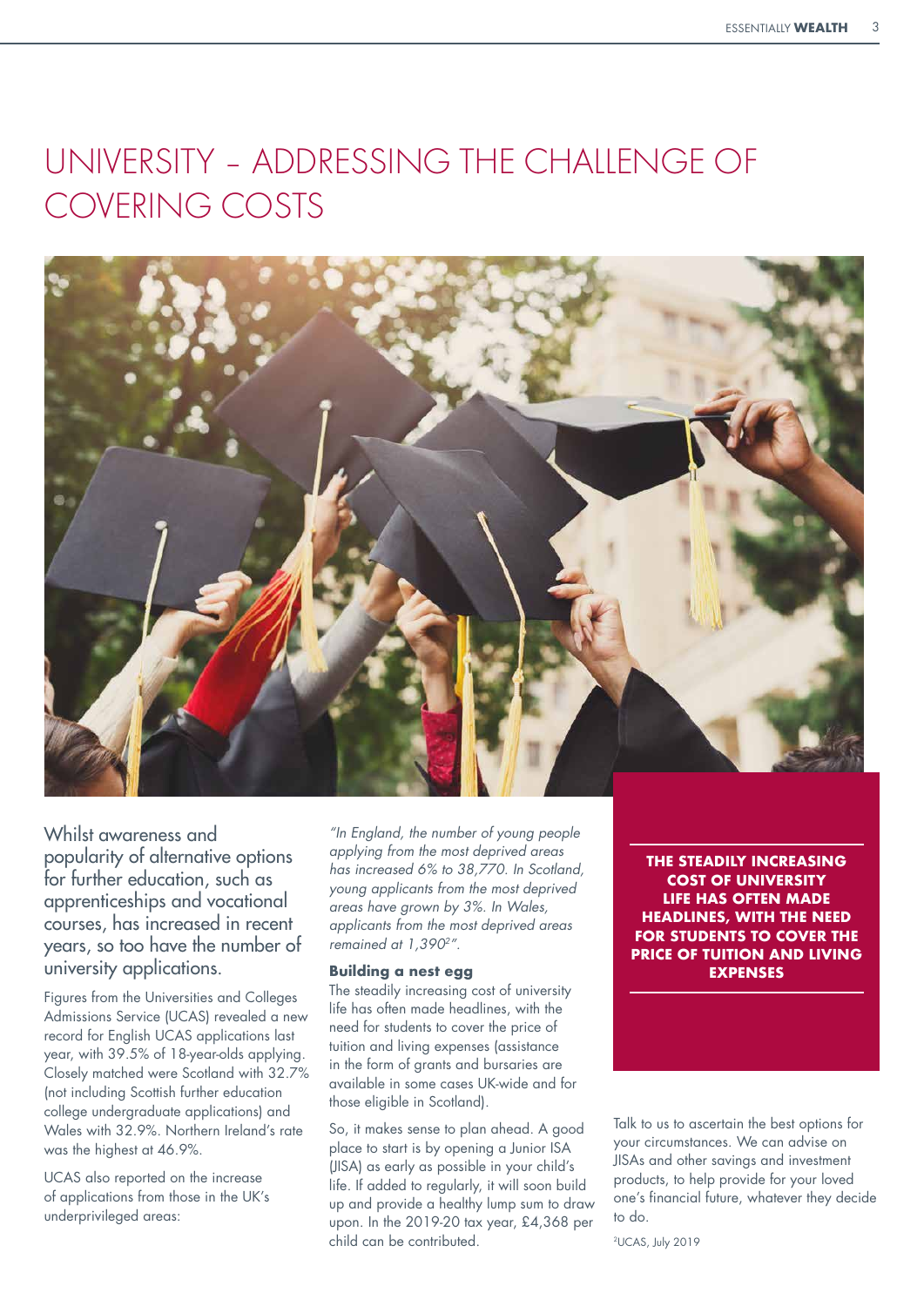# UNIVERSITY – ADDRESSING THE CHALLENGE OF COVERING COSTS

Whilst awareness and popularity of alternative options for further education, such as apprenticeships and vocational courses, has increased in recent years, so too have the number of university applications.

Figures from the Universities and Colleges Admissions Service (UCAS) revealed a new record for English UCAS applications last year, with 39.5% of 18-year-olds applying. Closely matched were Scotland with 32.7% (not including Scottish further education college undergraduate applications) and Wales with 32.9%. Northern Ireland's rate was the highest at 46.9%.

UCAS also reported on the increase of applications from those in the UK's underprivileged areas:

*"In England, the number of young people applying from the most deprived areas has increased 6% to 38,770. In Scotland, young applicants from the most deprived areas have grown by 3%. In Wales, applicants from the most deprived areas remained at 1,390[2]".*

### Building a nest egg

The steadily increasing cost of university life has often made headlines, with the need for students to cover the price of tuition and living expenses (assistance in the form of grants and bursaries are available in some cases UK-wide and for those eligible in Scotland).

So, it makes sense to plan ahead. A good place to start is by opening a Junior ISA (JISA) as early as possible in your child's life. If added to regularly, it will soon build up and provide a healthy lump sum to draw upon. In the 2019-20 tax year, £4,368 per child can be contributed.

**THE STEADILY INCREASING COST OF UNIVERSITY LIFE HAS OFTEN MADE HEADLINES, WITH THE NEED FOR STUDENTS TO COVER THE PRICE OF TUITION AND LIVING EXPENSES**

Talk to us to ascertain the best options for your circumstances. We can advise on JISAs and other savings and investment products, to help provide for your loved one's financial future, whatever they decide to do.

[2]UCAS, July 2019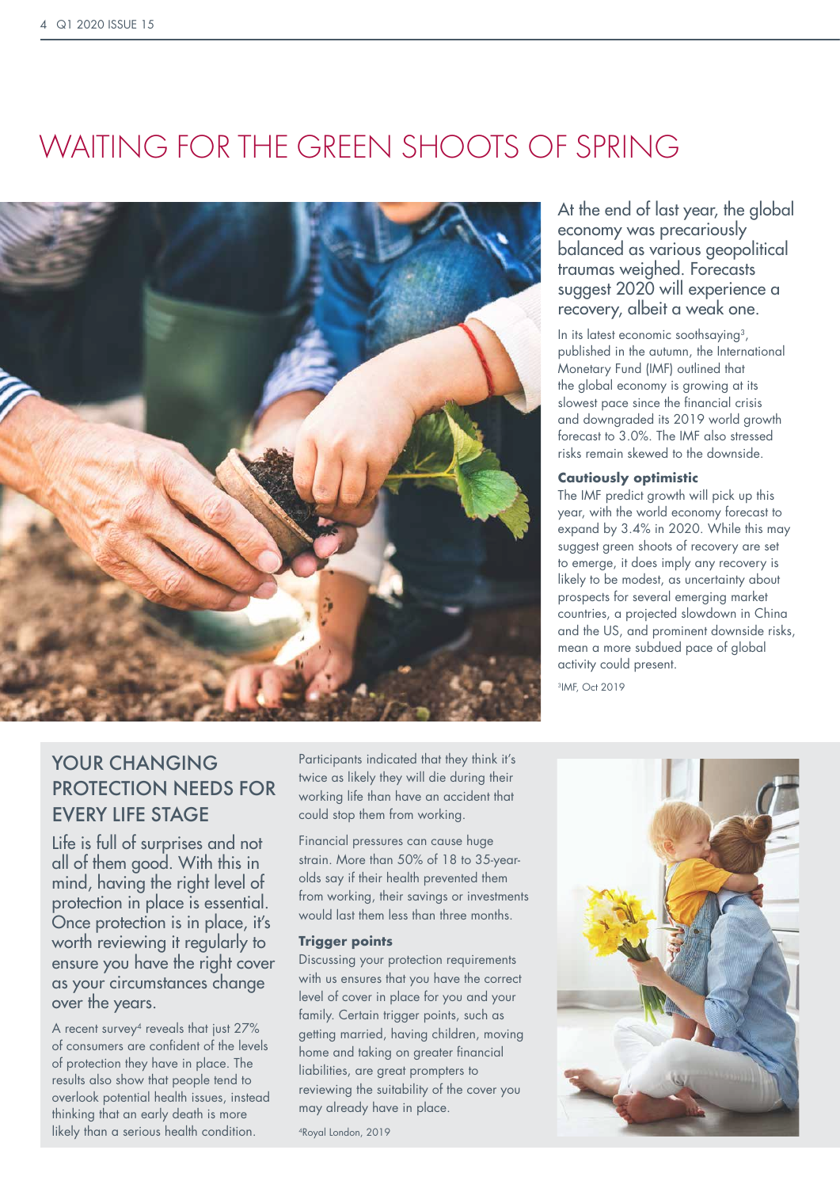# WAITING FOR THE GREEN SHOOTS OF SPRING

At the end of last year, the global economy was precariously balanced as various geopolitical traumas weighed. Forecasts suggest 2020 will experience a recovery, albeit a weak one.

In its latest economic soothsaying[3], published in the autumn, the International Monetary Fund (IMF) outlined that the global economy is growing at its slowest pace since the financial crisis and downgraded its 2019 world growth forecast to 3.0%. The IMF also stressed risks remain skewed to the downside.

**Cautiously optimistic**

The IMF predict growth will pick up this year, with the world economy forecast to expand by 3.4% in 2020. While this may suggest green shoots of recovery are set to emerge, it does imply any recovery is likely to be modest, as uncertainty about prospects for several emerging market countries, a projected slowdown in China and the US, and prominent downside risks, mean a more subdued pace of global activity could present.

[3]IMF, Oct 2019

## YOUR CHANGING PROTECTION NEEDS FOR EVERY LIFE STAGE

Life is full of surprises and not all of them good. With this in mind, having the right level of protection in place is essential. Once protection is in place, it's worth reviewing it regularly to ensure you have the right cover as your circumstances change over the years.

A recent survey[4] reveals that just 27% of consumers are confident of the levels of protection they have in place. The results also show that people tend to overlook potential health issues, instead thinking that an early death is more likely than a serious health condition. Participants indicated that they think it's twice as likely they will die during their working life than have an accident that could stop them from working.

Financial pressures can cause huge strain. More than 50% of 18 to 35-year-olds say if their health prevented them from working, their savings or investments would last them less than three months.

**Trigger points**

Discussing your protection requirements with us ensures that you have the correct level of cover in place for you and your family. Certain trigger points, such as getting married, having children, moving home and taking on greater financial liabilities, are great prompters to reviewing the suitability of the cover you may already have in place.

[4]Royal London, 2019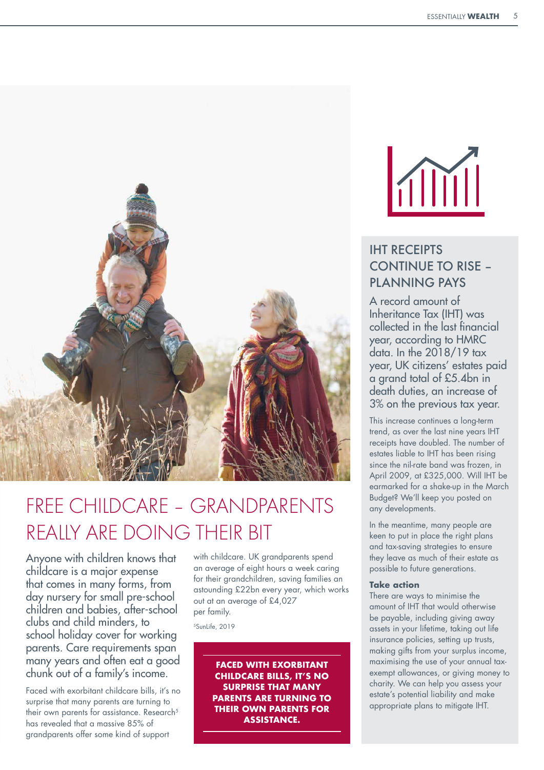# FREE CHILDCARE – GRANDPARENTS REALLY ARE DOING THEIR BIT

Anyone with children knows that childcare is a major expense that comes in many forms, from day nursery for small pre-school children and babies, after-school clubs and child minders, to school holiday cover for working parents. Care requirements span many years and often eat a good chunk out of a family's income.

Faced with exorbitant childcare bills, it's no surprise that many parents are turning to their own parents for assistance. Research[5] has revealed that a massive 85% of grandparents offer some kind of support with childcare. UK grandparents spend an average of eight hours a week caring for their grandchildren, saving families an astounding £22bn every year, which works out at an average of £4,027 per family.

[5]SunLife, 2019

**FACED WITH EXORBITANT CHILDCARE BILLS, IT'S NO SURPRISE THAT MANY PARENTS ARE TURNING TO THEIR OWN PARENTS FOR ASSISTANCE.**

## IHT RECEIPTS CONTINUE TO RISE – PLANNING PAYS

A record amount of Inheritance Tax (IHT) was collected in the last financial year, according to HMRC data. In the 2018/19 tax year, UK citizens' estates paid a grand total of £5.4bn in death duties, an increase of 3% on the previous tax year.

This increase continues a long-term trend, as over the last nine years IHT receipts have doubled. The number of estates liable to IHT has been rising since the nil-rate band was frozen, in April 2009, at £325,000. Will IHT be earmarked for a shake-up in the March Budget? We'll keep you posted on any developments.

In the meantime, many people are keen to put in place the right plans and tax-saving strategies to ensure they leave as much of their estate as possible to future generations.

**Take action**

There are ways to minimise the amount of IHT that would otherwise be payable, including giving away assets in your lifetime, taking out life insurance policies, setting up trusts, making gifts from your surplus income, maximising the use of your annual tax-exempt allowances, or giving money to charity. We can help you assess your estate's potential liability and make appropriate plans to mitigate IHT.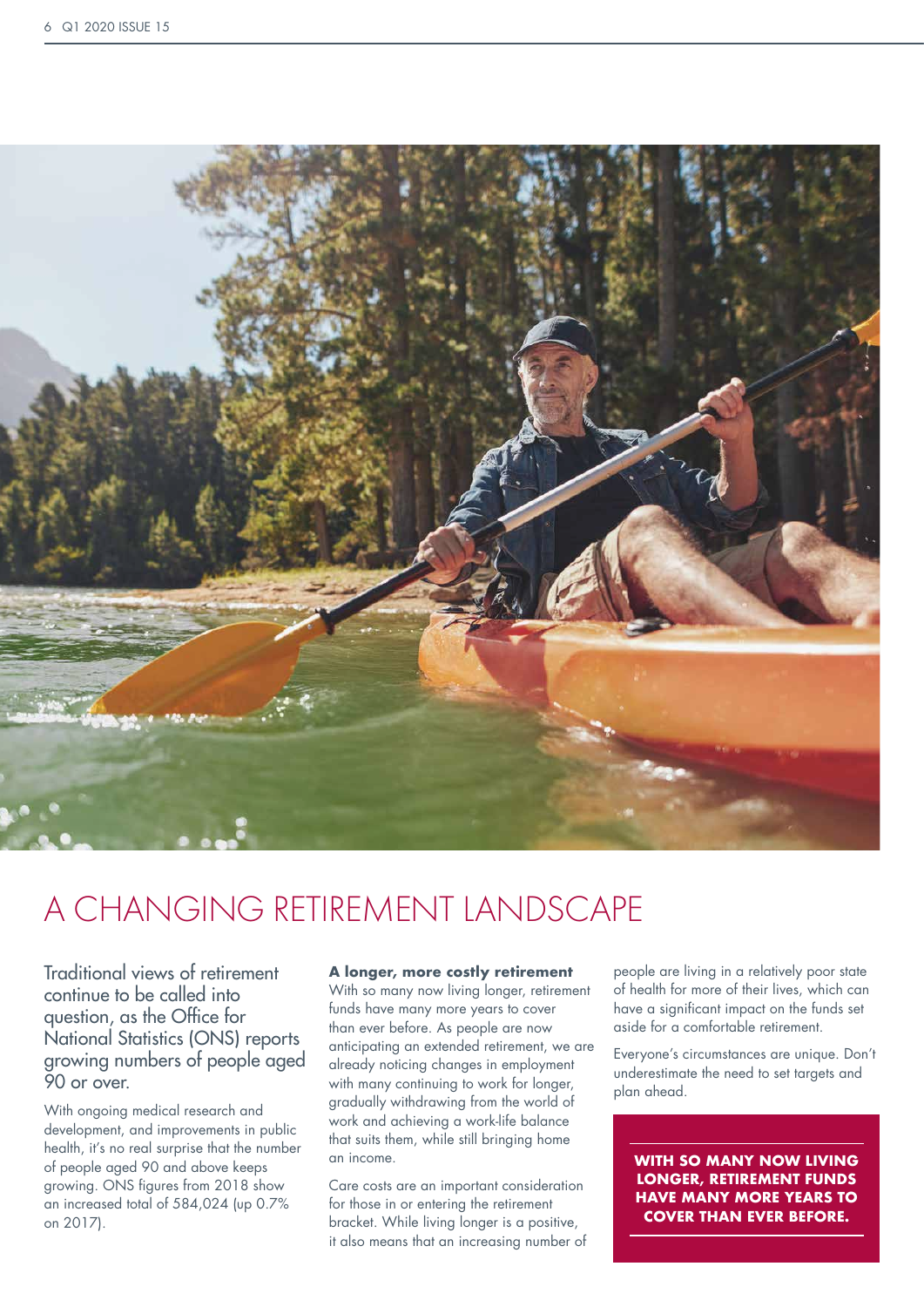# A CHANGING RETIREMENT LANDSCAPE

Traditional views of retirement continue to be called into question, as the Office for National Statistics (ONS) reports growing numbers of people aged 90 or over.

With ongoing medical research and development, and improvements in public health, it's no real surprise that the number of people aged 90 and above keeps growing. ONS figures from 2018 show an increased total of 584,024 (up 0.7% on 2017).

**A longer, more costly retirement**

With so many now living longer, retirement funds have many more years to cover than ever before. As people are now anticipating an extended retirement, we are already noticing changes in employment with many continuing to work for longer, gradually withdrawing from the world of work and achieving a work-life balance that suits them, while still bringing home an income.

Care costs are an important consideration for those in or entering the retirement bracket. While living longer is a positive, it also means that an increasing number of people are living in a relatively poor state of health for more of their lives, which can have a significant impact on the funds set aside for a comfortable retirement.

Everyone's circumstances are unique. Don't underestimate the need to set targets and plan ahead.

**WITH SO MANY NOW LIVING LONGER, RETIREMENT FUNDS HAVE MANY MORE YEARS TO COVER THAN EVER BEFORE.**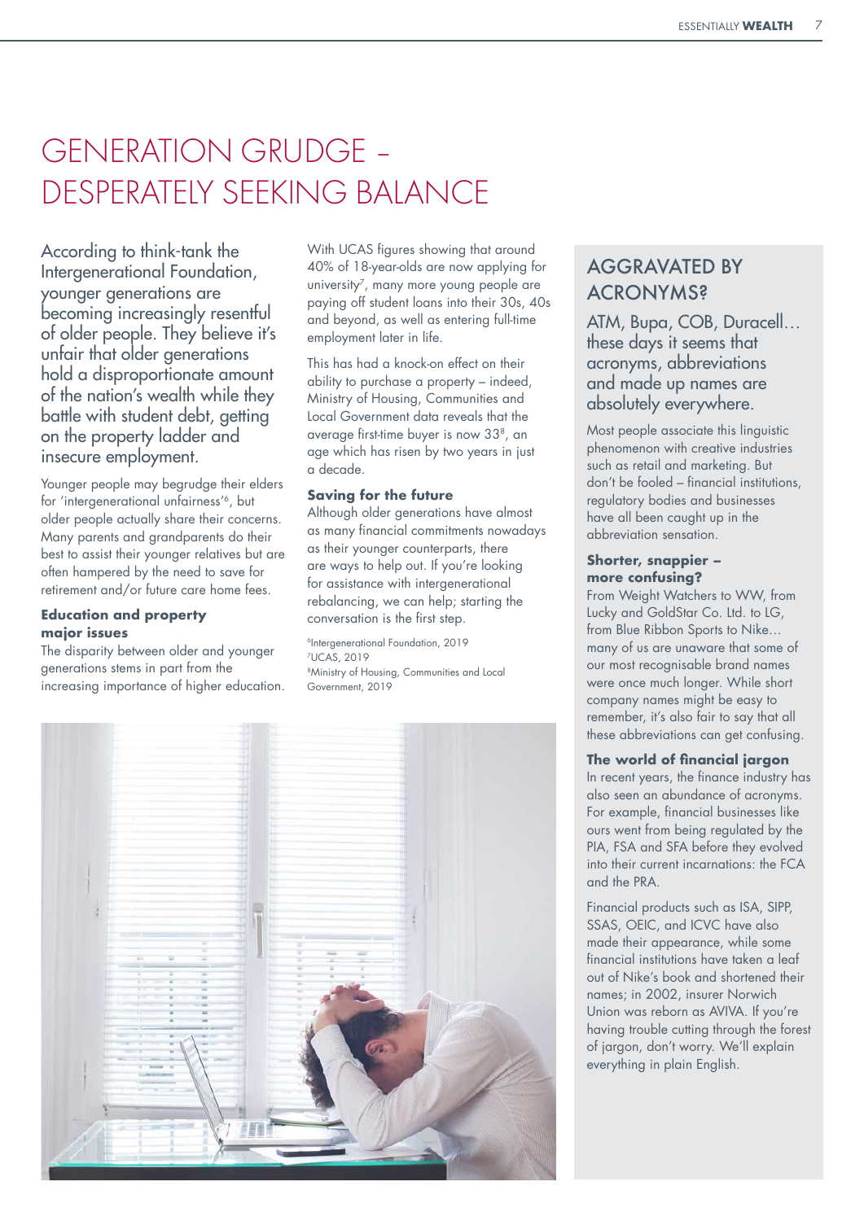# GENERATION GRUDGE – DESPERATELY SEEKING BALANCE

According to think-tank the Intergenerational Foundation, younger generations are becoming increasingly resentful of older people. They believe it's unfair that older generations hold a disproportionate amount of the nation's wealth while they battle with student debt, getting on the property ladder and insecure employment.

Younger people may begrudge their elders for 'intergenerational unfairness'[6], but older people actually share their concerns. Many parents and grandparents do their best to assist their younger relatives but are often hampered by the need to save for retirement and/or future care home fees.

### Education and property major issues

The disparity between older and younger generations stems in part from the increasing importance of higher education. With UCAS figures showing that around 40% of 18-year-olds are now applying for university[7], many more young people are paying off student loans into their 30s, 40s and beyond, as well as entering full-time employment later in life.

This has had a knock-on effect on their ability to purchase a property – indeed, Ministry of Housing, Communities and Local Government data reveals that the average first-time buyer is now 33[8], an age which has risen by two years in just a decade.

### Saving for the future

Although older generations have almost as many financial commitments nowadays as their younger counterparts, there are ways to help out. If you're looking for assistance with intergenerational rebalancing, we can help; starting the conversation is the first step.

[6]Intergenerational Foundation, 2019
[7]UCAS, 2019
[8]Ministry of Housing, Communities and Local Government, 2019

## AGGRAVATED BY ACRONYMS?

ATM, Bupa, COB, Duracell… these days it seems that acronyms, abbreviations and made up names are absolutely everywhere.

Most people associate this linguistic phenomenon with creative industries such as retail and marketing. But don't be fooled – financial institutions, regulatory bodies and businesses have all been caught up in the abbreviation sensation.

### Shorter, snappier – more confusing?

From Weight Watchers to WW, from Lucky and GoldStar Co. Ltd. to LG, from Blue Ribbon Sports to Nike… many of us are unaware that some of our most recognisable brand names were once much longer. While short company names might be easy to remember, it's also fair to say that all these abbreviations can get confusing.

### The world of financial jargon

In recent years, the finance industry has also seen an abundance of acronyms. For example, financial businesses like ours went from being regulated by the PIA, FSA and SFA before they evolved into their current incarnations: the FCA and the PRA.

Financial products such as ISA, SIPP, SSAS, OEIC, and ICVC have also made their appearance, while some financial institutions have taken a leaf out of Nike's book and shortened their names; in 2002, insurer Norwich Union was reborn as AVIVA. If you're having trouble cutting through the forest of jargon, don't worry. We'll explain everything in plain English.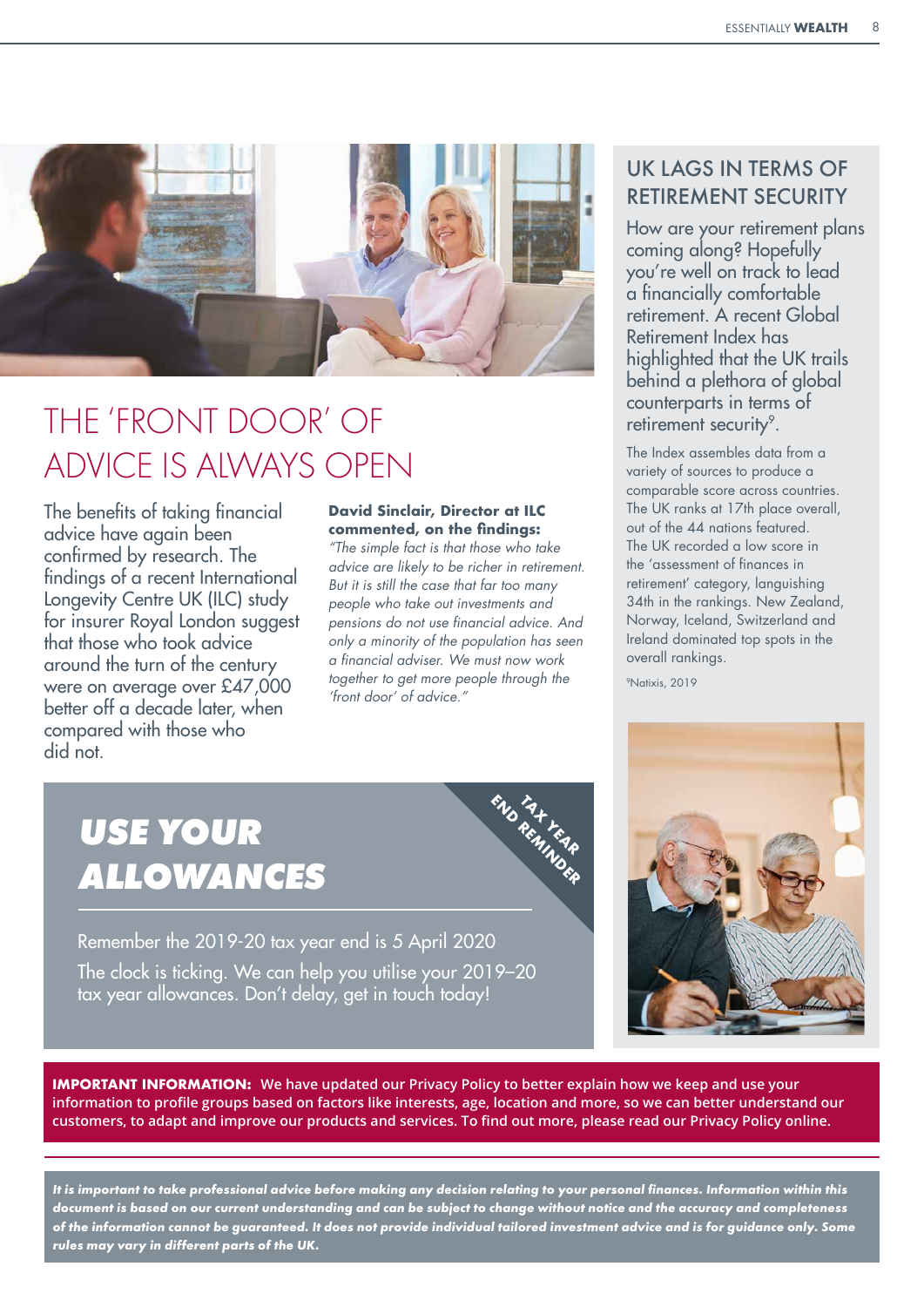# THE 'FRONT DOOR' OF ADVICE IS ALWAYS OPEN

The benefits of taking financial advice have again been confirmed by research. The findings of a recent International Longevity Centre UK (ILC) study for insurer Royal London suggest that those who took advice around the turn of the century were on average over £47,000 better off a decade later, when compared with those who did not.

**David Sinclair, Director at ILC commented, on the findings:**

*"The simple fact is that those who take advice are likely to be richer in retirement. But it is still the case that far too many people who take out investments and pensions do not use financial advice. And only a minority of the population has seen a financial adviser. We must now work together to get more people through the 'front door' of advice."*

## *USE YOUR ALLOWANCES*

**TAX YEAR END REMINDER**

Remember the 2019-20 tax year end is 5 April 2020

The clock is ticking. We can help you utilise your 2019–20 tax year allowances. Don't delay, get in touch today!

## UK LAGS IN TERMS OF RETIREMENT SECURITY

How are your retirement plans coming along? Hopefully you're well on track to lead a financially comfortable retirement. A recent Global Retirement Index has highlighted that the UK trails behind a plethora of global counterparts in terms of retirement security[9].

The Index assembles data from a variety of sources to produce a comparable score across countries. The UK ranks at 17th place overall, out of the 44 nations featured. The UK recorded a low score in the 'assessment of finances in retirement' category, languishing 34th in the rankings. New Zealand, Norway, Iceland, Switzerland and Ireland dominated top spots in the overall rankings.

[9]Natixis, 2019

**IMPORTANT INFORMATION:** We have updated our Privacy Policy to better explain how we keep and use your information to profile groups based on factors like interests, age, location and more, so we can better understand our customers, to adapt and improve our products and services. To find out more, please read our Privacy Policy online.

***It is important to take professional advice before making any decision relating to your personal finances. Information within this document is based on our current understanding and can be subject to change without notice and the accuracy and completeness of the information cannot be guaranteed. It does not provide individual tailored investment advice and is for guidance only. Some rules may vary in different parts of the UK.***